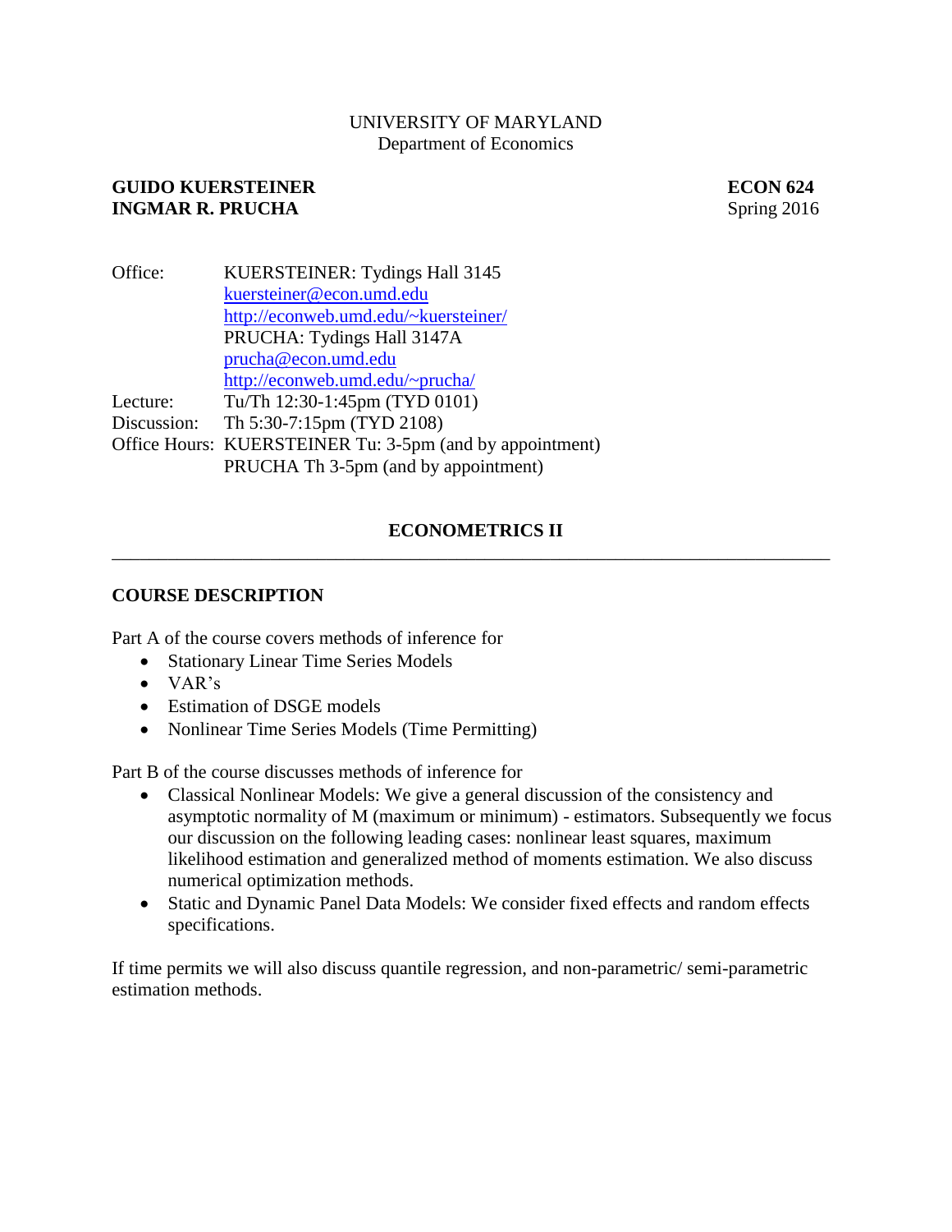UNIVERSITY OF MARYLAND
Department of Economics

**GUIDO KUERSTEINER** **ECON 624**
**INGMAR R. PRUCHA** Spring 2016

| | |
|---|---|
| Office: | KUERSTEINER: Tydings Hall 3145 |
| | kuersteiner@econ.umd.edu |
| | http://econweb.umd.edu/~kuersteiner/ |
| | PRUCHA: Tydings Hall 3147A |
| | prucha@econ.umd.edu |
| | http://econweb.umd.edu/~prucha/ |
| Lecture: | Tu/Th 12:30-1:45pm (TYD 0101) |
| Discussion: | Th 5:30-7:15pm (TYD 2108) |
| Office Hours: | KUERSTEINER Tu: 3-5pm (and by appointment) |
| | PRUCHA Th 3-5pm (and by appointment) |

## ECONOMETRICS II

---

### COURSE DESCRIPTION

Part A of the course covers methods of inference for

- Stationary Linear Time Series Models
- VAR's
- Estimation of DSGE models
- Nonlinear Time Series Models (Time Permitting)

Part B of the course discusses methods of inference for

- Classical Nonlinear Models: We give a general discussion of the consistency and asymptotic normality of M (maximum or minimum) - estimators. Subsequently we focus our discussion on the following leading cases: nonlinear least squares, maximum likelihood estimation and generalized method of moments estimation. We also discuss numerical optimization methods.
- Static and Dynamic Panel Data Models: We consider fixed effects and random effects specifications.

If time permits we will also discuss quantile regression, and non-parametric/ semi-parametric estimation methods.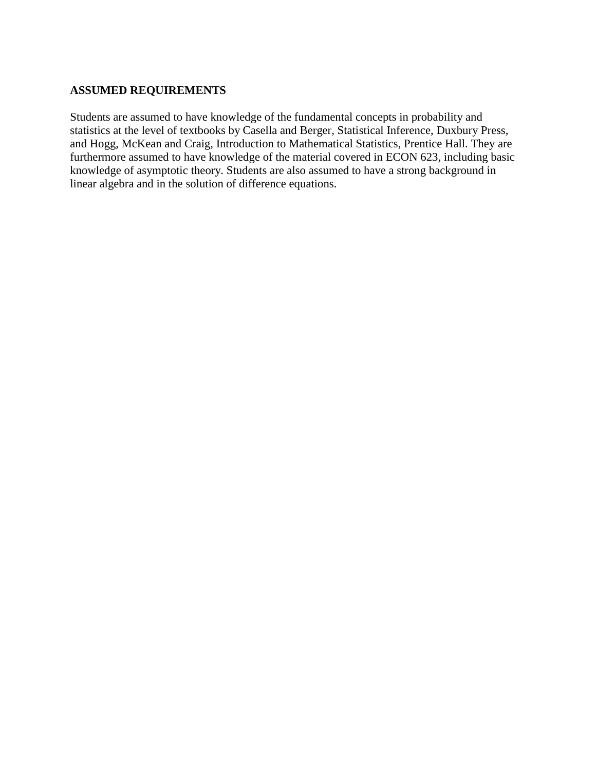**ASSUMED REQUIREMENTS**

Students are assumed to have knowledge of the fundamental concepts in probability and statistics at the level of textbooks by Casella and Berger, Statistical Inference, Duxbury Press, and Hogg, McKean and Craig, Introduction to Mathematical Statistics, Prentice Hall. They are furthermore assumed to have knowledge of the material covered in ECON 623, including basic knowledge of asymptotic theory. Students are also assumed to have a strong background in linear algebra and in the solution of difference equations.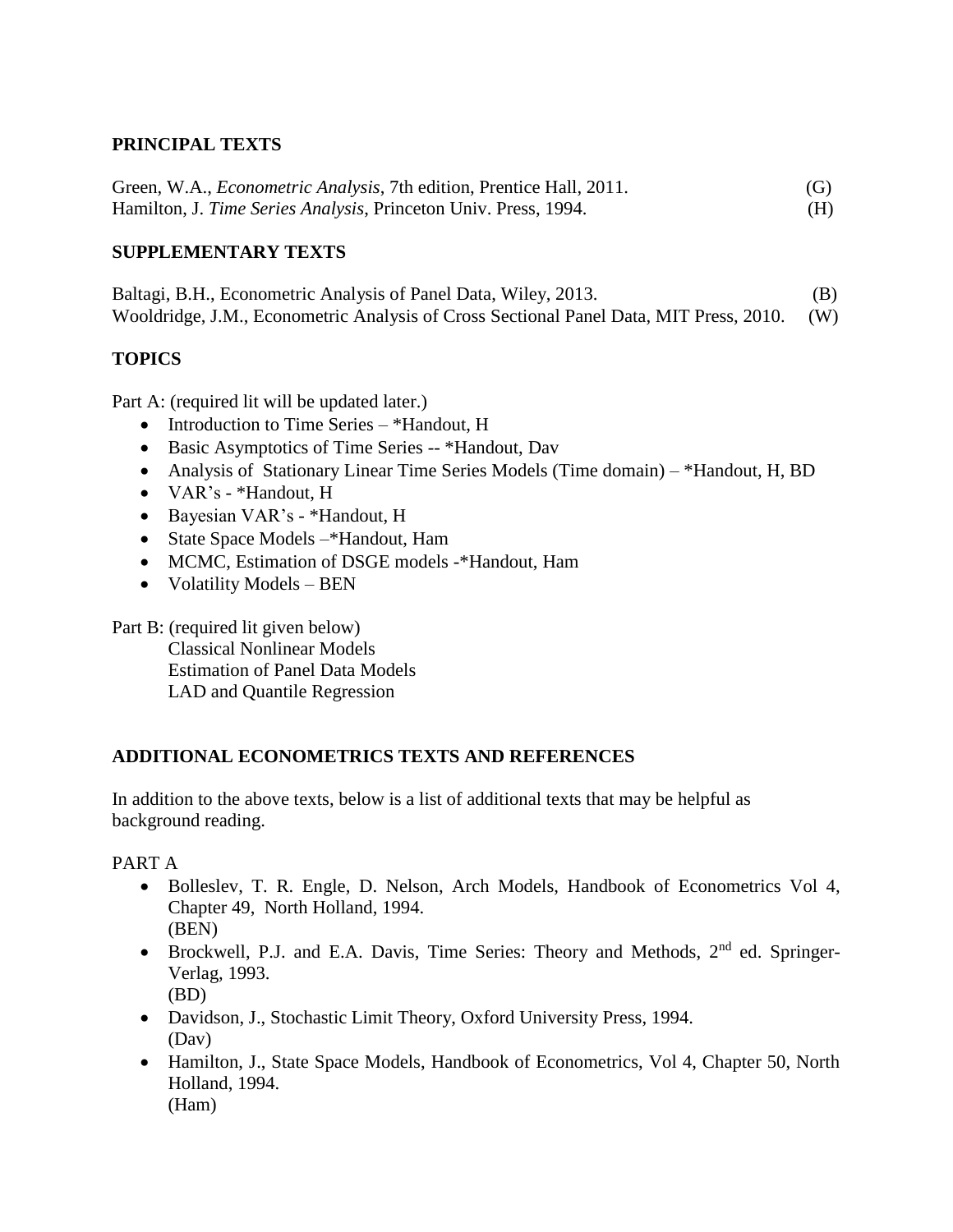## PRINCIPAL TEXTS

Green, W.A., *Econometric Analysis*, 7th edition, Prentice Hall, 2011. (G)
Hamilton, J. *Time Series Analysis*, Princeton Univ. Press, 1994. (H)

## SUPPLEMENTARY TEXTS

Baltagi, B.H., Econometric Analysis of Panel Data, Wiley, 2013. (B)
Wooldridge, J.M., Econometric Analysis of Cross Sectional Panel Data, MIT Press, 2010. (W)

## TOPICS

Part A: (required lit will be updated later.)

- Introduction to Time Series – *Handout, H
- Basic Asymptotics of Time Series -- *Handout, Dav
- Analysis of Stationary Linear Time Series Models (Time domain) – *Handout, H, BD
- VAR's - *Handout, H
- Bayesian VAR's - *Handout, H
- State Space Models –*Handout, Ham
- MCMC, Estimation of DSGE models -*Handout, Ham
- Volatility Models – BEN

Part B: (required lit given below)
Classical Nonlinear Models
Estimation of Panel Data Models
LAD and Quantile Regression

## ADDITIONAL ECONOMETRICS TEXTS AND REFERENCES

In addition to the above texts, below is a list of additional texts that may be helpful as background reading.

PART A

- Bolleslev, T. R. Engle, D. Nelson, Arch Models, Handbook of Econometrics Vol 4, Chapter 49, North Holland, 1994.
  (BEN)
- Brockwell, P.J. and E.A. Davis, Time Series: Theory and Methods, 2nd ed. Springer-Verlag, 1993.
  (BD)
- Davidson, J., Stochastic Limit Theory, Oxford University Press, 1994.
  (Dav)
- Hamilton, J., State Space Models, Handbook of Econometrics, Vol 4, Chapter 50, North Holland, 1994.
  (Ham)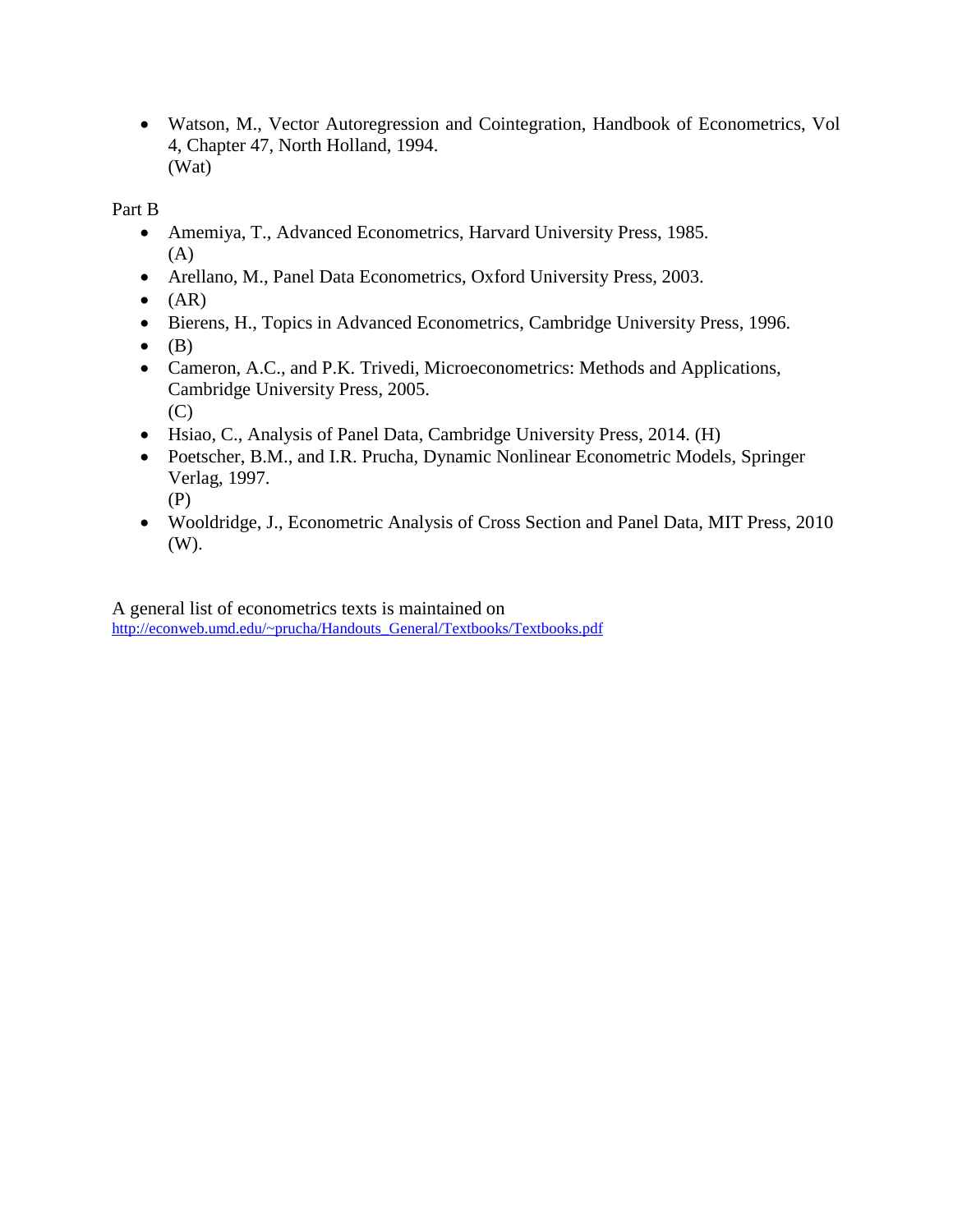- Watson, M., Vector Autoregression and Cointegration, Handbook of Econometrics, Vol 4, Chapter 47, North Holland, 1994.
  (Wat)

Part B

- Amemiya, T., Advanced Econometrics, Harvard University Press, 1985.
  (A)
- Arellano, M., Panel Data Econometrics, Oxford University Press, 2003.
- (AR)
- Bierens, H., Topics in Advanced Econometrics, Cambridge University Press, 1996.
- (B)
- Cameron, A.C., and P.K. Trivedi, Microeconometrics: Methods and Applications, Cambridge University Press, 2005.
  (C)
- Hsiao, C., Analysis of Panel Data, Cambridge University Press, 2014. (H)
- Poetscher, B.M., and I.R. Prucha, Dynamic Nonlinear Econometric Models, Springer Verlag, 1997.
  (P)
- Wooldridge, J., Econometric Analysis of Cross Section and Panel Data, MIT Press, 2010 (W).

A general list of econometrics texts is maintained on
http://econweb.umd.edu/~prucha/Handouts_General/Textbooks/Textbooks.pdf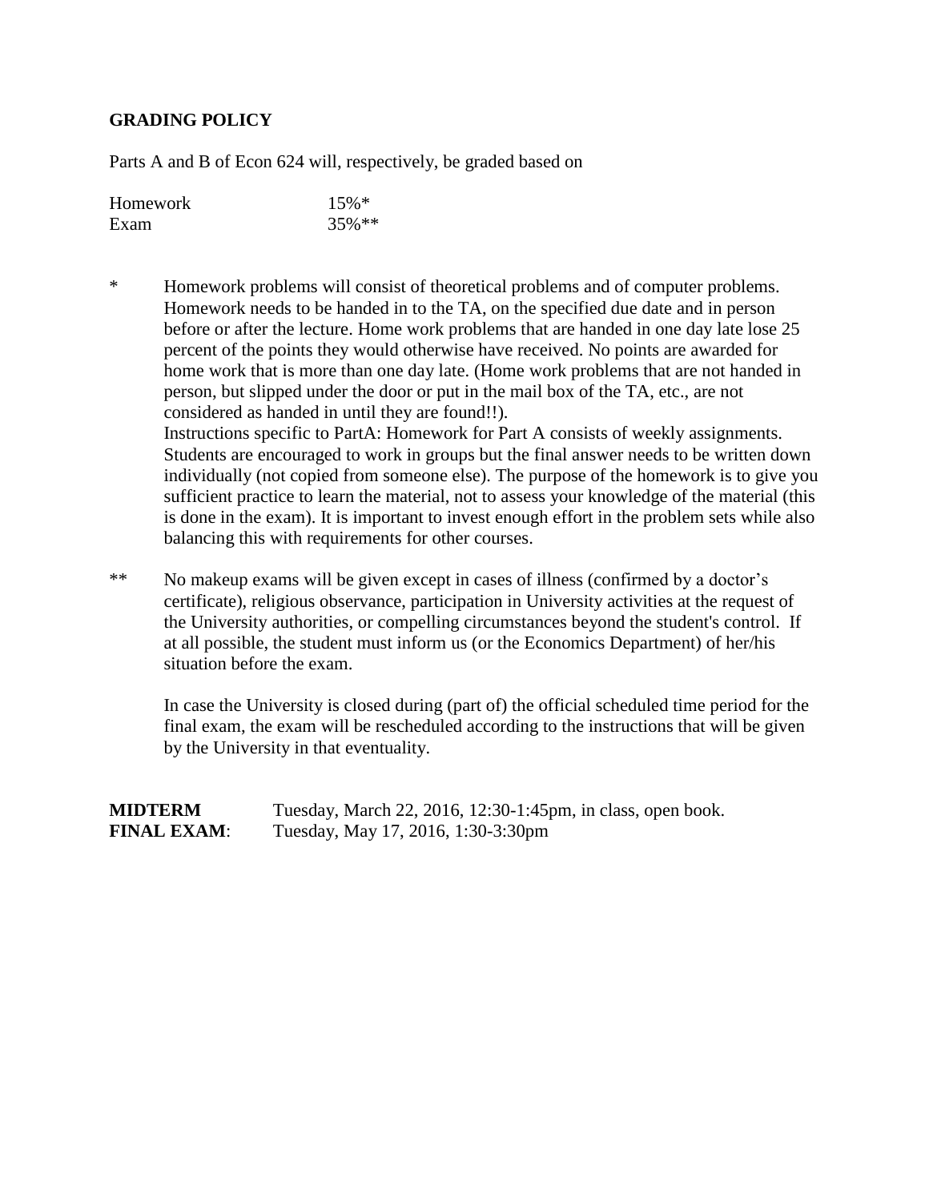**GRADING POLICY**

Parts A and B of Econ 624 will, respectively, be graded based on

| | |
|---|---|
| Homework | 15%* |
| Exam | 35%** |

\* Homework problems will consist of theoretical problems and of computer problems. Homework needs to be handed in to the TA, on the specified due date and in person before or after the lecture. Home work problems that are handed in one day late lose 25 percent of the points they would otherwise have received. No points are awarded for home work that is more than one day late. (Home work problems that are not handed in person, but slipped under the door or put in the mail box of the TA, etc., are not considered as handed in until they are found!!).
Instructions specific to PartA: Homework for Part A consists of weekly assignments. Students are encouraged to work in groups but the final answer needs to be written down individually (not copied from someone else). The purpose of the homework is to give you sufficient practice to learn the material, not to assess your knowledge of the material (this is done in the exam). It is important to invest enough effort in the problem sets while also balancing this with requirements for other courses.

\** No makeup exams will be given except in cases of illness (confirmed by a doctor's certificate), religious observance, participation in University activities at the request of the University authorities, or compelling circumstances beyond the student's control. If at all possible, the student must inform us (or the Economics Department) of her/his situation before the exam.

In case the University is closed during (part of) the official scheduled time period for the final exam, the exam will be rescheduled according to the instructions that will be given by the University in that eventuality.

**MIDTERM** Tuesday, March 22, 2016, 12:30-1:45pm, in class, open book.
**FINAL EXAM**: Tuesday, May 17, 2016, 1:30-3:30pm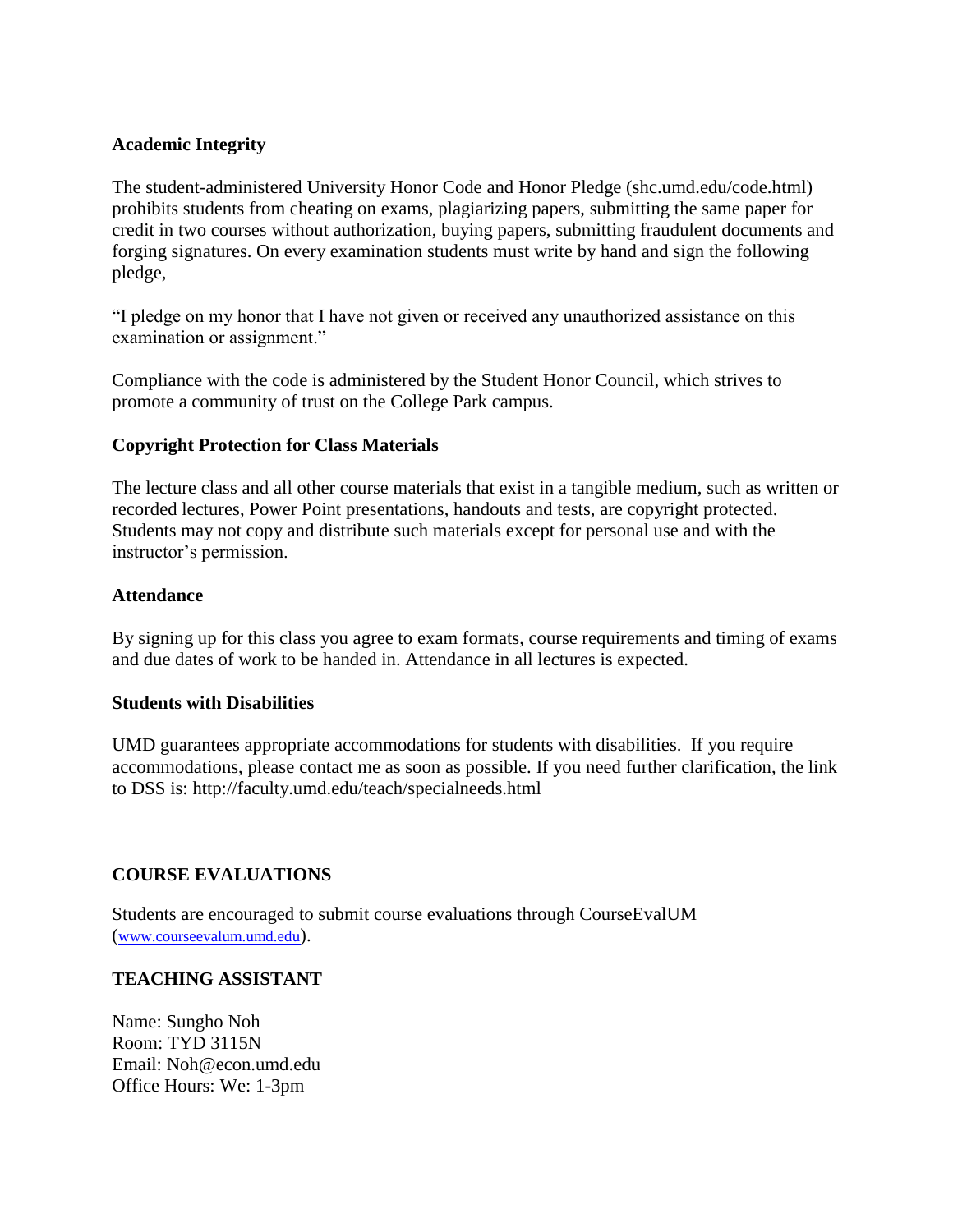**Academic Integrity**

The student-administered University Honor Code and Honor Pledge (shc.umd.edu/code.html) prohibits students from cheating on exams, plagiarizing papers, submitting the same paper for credit in two courses without authorization, buying papers, submitting fraudulent documents and forging signatures. On every examination students must write by hand and sign the following pledge,

"I pledge on my honor that I have not given or received any unauthorized assistance on this examination or assignment."

Compliance with the code is administered by the Student Honor Council, which strives to promote a community of trust on the College Park campus.

**Copyright Protection for Class Materials**

The lecture class and all other course materials that exist in a tangible medium, such as written or recorded lectures, Power Point presentations, handouts and tests, are copyright protected. Students may not copy and distribute such materials except for personal use and with the instructor's permission.

**Attendance**

By signing up for this class you agree to exam formats, course requirements and timing of exams and due dates of work to be handed in. Attendance in all lectures is expected.

**Students with Disabilities**

UMD guarantees appropriate accommodations for students with disabilities. If you require accommodations, please contact me as soon as possible. If you need further clarification, the link to DSS is: http://faculty.umd.edu/teach/specialneeds.html

**COURSE EVALUATIONS**

Students are encouraged to submit course evaluations through CourseEvalUM (www.courseevalum.umd.edu).

**TEACHING ASSISTANT**

Name: Sungho Noh
Room: TYD 3115N
Email: Noh@econ.umd.edu
Office Hours: We: 1-3pm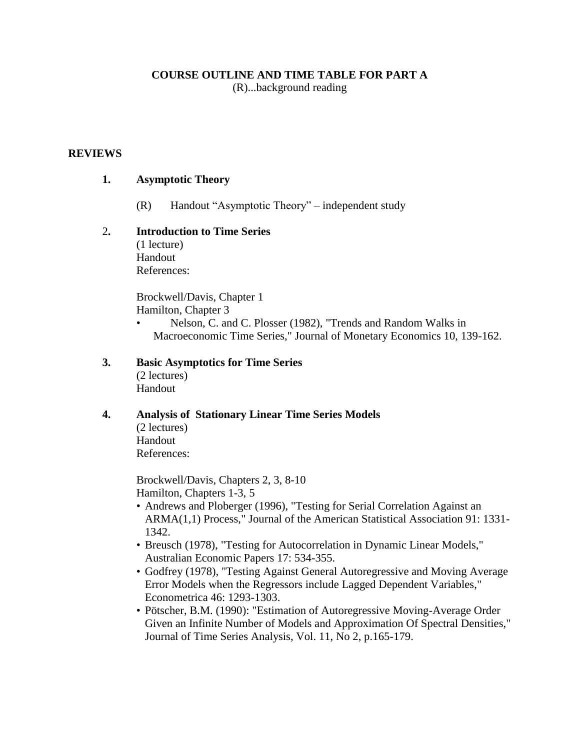# COURSE OUTLINE AND TIME TABLE FOR PART A

(R)...background reading

## REVIEWS

### 1. Asymptotic Theory

(R) Handout "Asymptotic Theory" – independent study

### 2. Introduction to Time Series

(1 lecture)
Handout
References:

Brockwell/Davis, Chapter 1
Hamilton, Chapter 3

- Nelson, C. and C. Plosser (1982), "Trends and Random Walks in Macroeconomic Time Series," Journal of Monetary Economics 10, 139-162.

### 3. Basic Asymptotics for Time Series

(2 lectures)
Handout

### 4. Analysis of Stationary Linear Time Series Models

(2 lectures)
Handout
References:

Brockwell/Davis, Chapters 2, 3, 8-10
Hamilton, Chapters 1-3, 5

- Andrews and Ploberger (1996), "Testing for Serial Correlation Against an ARMA(1,1) Process," Journal of the American Statistical Association 91: 1331-1342.
- Breusch (1978), "Testing for Autocorrelation in Dynamic Linear Models," Australian Economic Papers 17: 534-355.
- Godfrey (1978), "Testing Against General Autoregressive and Moving Average Error Models when the Regressors include Lagged Dependent Variables," Econometrica 46: 1293-1303.
- Pötscher, B.M. (1990): "Estimation of Autoregressive Moving-Average Order Given an Infinite Number of Models and Approximation Of Spectral Densities," Journal of Time Series Analysis, Vol. 11, No 2, p.165-179.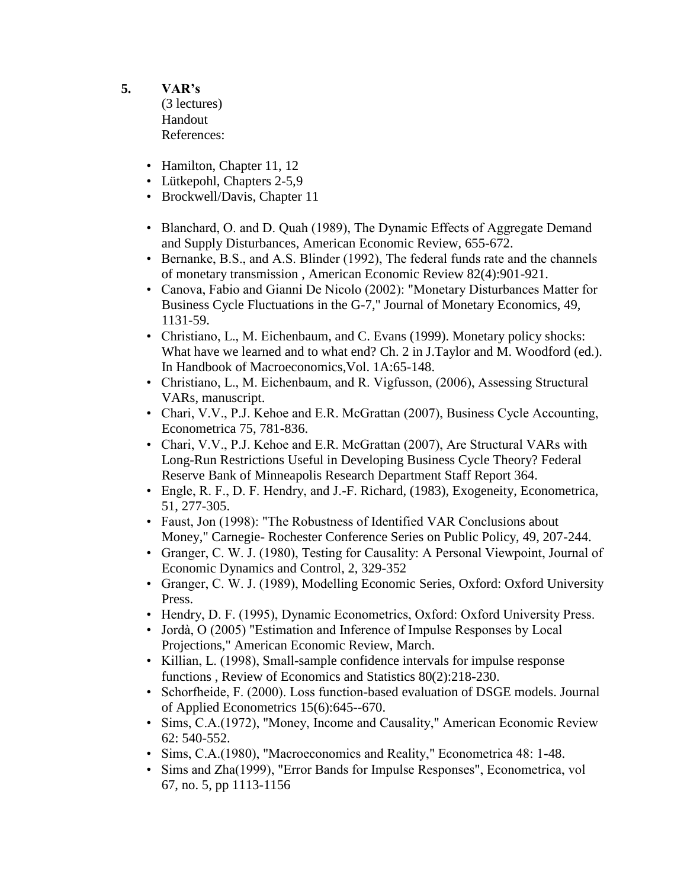## 5. VAR's

(3 lectures)
Handout
References:

- Hamilton, Chapter 11, 12
- Lütkepohl, Chapters 2-5,9
- Brockwell/Davis, Chapter 11

- Blanchard, O. and D. Quah (1989), The Dynamic Effects of Aggregate Demand and Supply Disturbances, American Economic Review, 655-672.
- Bernanke, B.S., and A.S. Blinder (1992), The federal funds rate and the channels of monetary transmission , American Economic Review 82(4):901-921.
- Canova, Fabio and Gianni De Nicolo (2002): "Monetary Disturbances Matter for Business Cycle Fluctuations in the G-7," Journal of Monetary Economics, 49, 1131-59.
- Christiano, L., M. Eichenbaum, and C. Evans (1999). Monetary policy shocks: What have we learned and to what end? Ch. 2 in J.Taylor and M. Woodford (ed.). In Handbook of Macroeconomics,Vol. 1A:65-148.
- Christiano, L., M. Eichenbaum, and R. Vigfusson, (2006), Assessing Structural VARs, manuscript.
- Chari, V.V., P.J. Kehoe and E.R. McGrattan (2007), Business Cycle Accounting, Econometrica 75, 781-836.
- Chari, V.V., P.J. Kehoe and E.R. McGrattan (2007), Are Structural VARs with Long-Run Restrictions Useful in Developing Business Cycle Theory? Federal Reserve Bank of Minneapolis Research Department Staff Report 364.
- Engle, R. F., D. F. Hendry, and J.-F. Richard, (1983), Exogeneity, Econometrica, 51, 277-305.
- Faust, Jon (1998): "The Robustness of Identified VAR Conclusions about Money," Carnegie- Rochester Conference Series on Public Policy, 49, 207-244.
- Granger, C. W. J. (1980), Testing for Causality: A Personal Viewpoint, Journal of Economic Dynamics and Control, 2, 329-352
- Granger, C. W. J. (1989), Modelling Economic Series, Oxford: Oxford University Press.
- Hendry, D. F. (1995), Dynamic Econometrics, Oxford: Oxford University Press.
- Jordà, O (2005) "Estimation and Inference of Impulse Responses by Local Projections," American Economic Review, March.
- Killian, L. (1998), Small-sample confidence intervals for impulse response functions , Review of Economics and Statistics 80(2):218-230.
- Schorfheide, F. (2000). Loss function-based evaluation of DSGE models. Journal of Applied Econometrics 15(6):645--670.
- Sims, C.A.(1972), "Money, Income and Causality," American Economic Review 62: 540-552.
- Sims, C.A.(1980), "Macroeconomics and Reality," Econometrica 48: 1-48.
- Sims and Zha(1999), "Error Bands for Impulse Responses", Econometrica, vol 67, no. 5, pp 1113-1156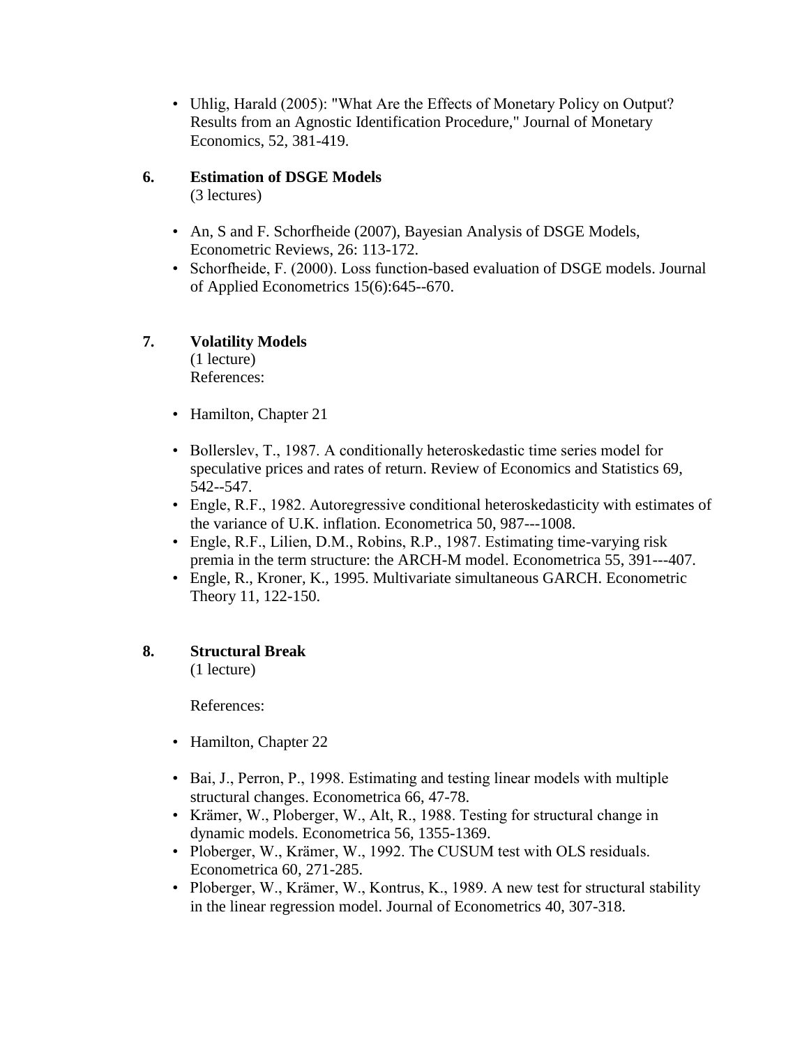- Uhlig, Harald (2005): "What Are the Effects of Monetary Policy on Output? Results from an Agnostic Identification Procedure," Journal of Monetary Economics, 52, 381-419.

## 6. Estimation of DSGE Models

(3 lectures)

- An, S and F. Schorfheide (2007), Bayesian Analysis of DSGE Models, Econometric Reviews, 26: 113-172.
- Schorfheide, F. (2000). Loss function-based evaluation of DSGE models. Journal of Applied Econometrics 15(6):645--670.

## 7. Volatility Models

(1 lecture)
References:

- Hamilton, Chapter 21

- Bollerslev, T., 1987. A conditionally heteroskedastic time series model for speculative prices and rates of return. Review of Economics and Statistics 69, 542--547.
- Engle, R.F., 1982. Autoregressive conditional heteroskedasticity with estimates of the variance of U.K. inflation. Econometrica 50, 987---1008.
- Engle, R.F., Lilien, D.M., Robins, R.P., 1987. Estimating time-varying risk premia in the term structure: the ARCH-M model. Econometrica 55, 391---407.
- Engle, R., Kroner, K., 1995. Multivariate simultaneous GARCH. Econometric Theory 11, 122-150.

## 8. Structural Break

(1 lecture)

References:

- Hamilton, Chapter 22

- Bai, J., Perron, P., 1998. Estimating and testing linear models with multiple structural changes. Econometrica 66, 47-78.
- Krämer, W., Ploberger, W., Alt, R., 1988. Testing for structural change in dynamic models. Econometrica 56, 1355-1369.
- Ploberger, W., Krämer, W., 1992. The CUSUM test with OLS residuals. Econometrica 60, 271-285.
- Ploberger, W., Krämer, W., Kontrus, K., 1989. A new test for structural stability in the linear regression model. Journal of Econometrics 40, 307-318.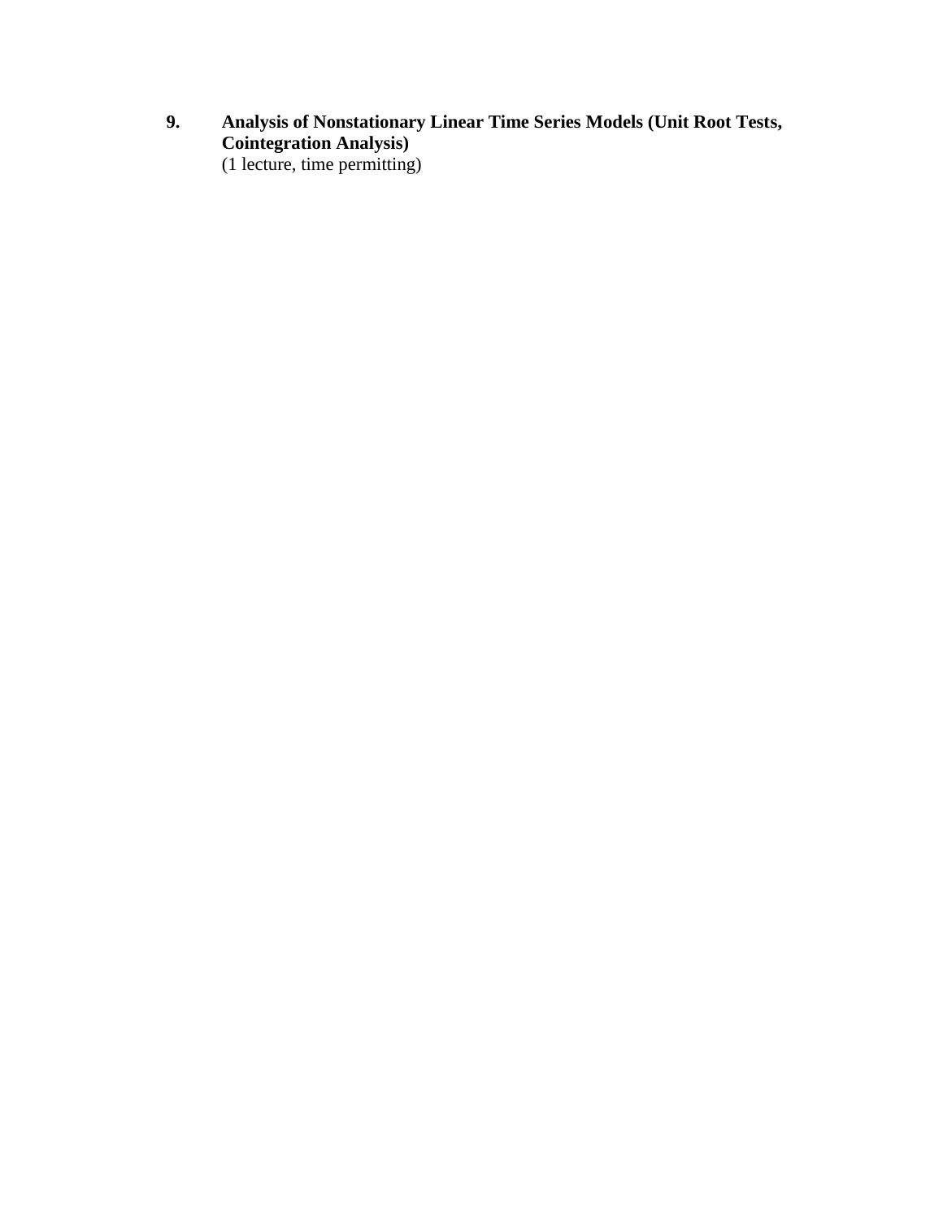**9. Analysis of Nonstationary Linear Time Series Models (Unit Root Tests, Cointegration Analysis)**
(1 lecture, time permitting)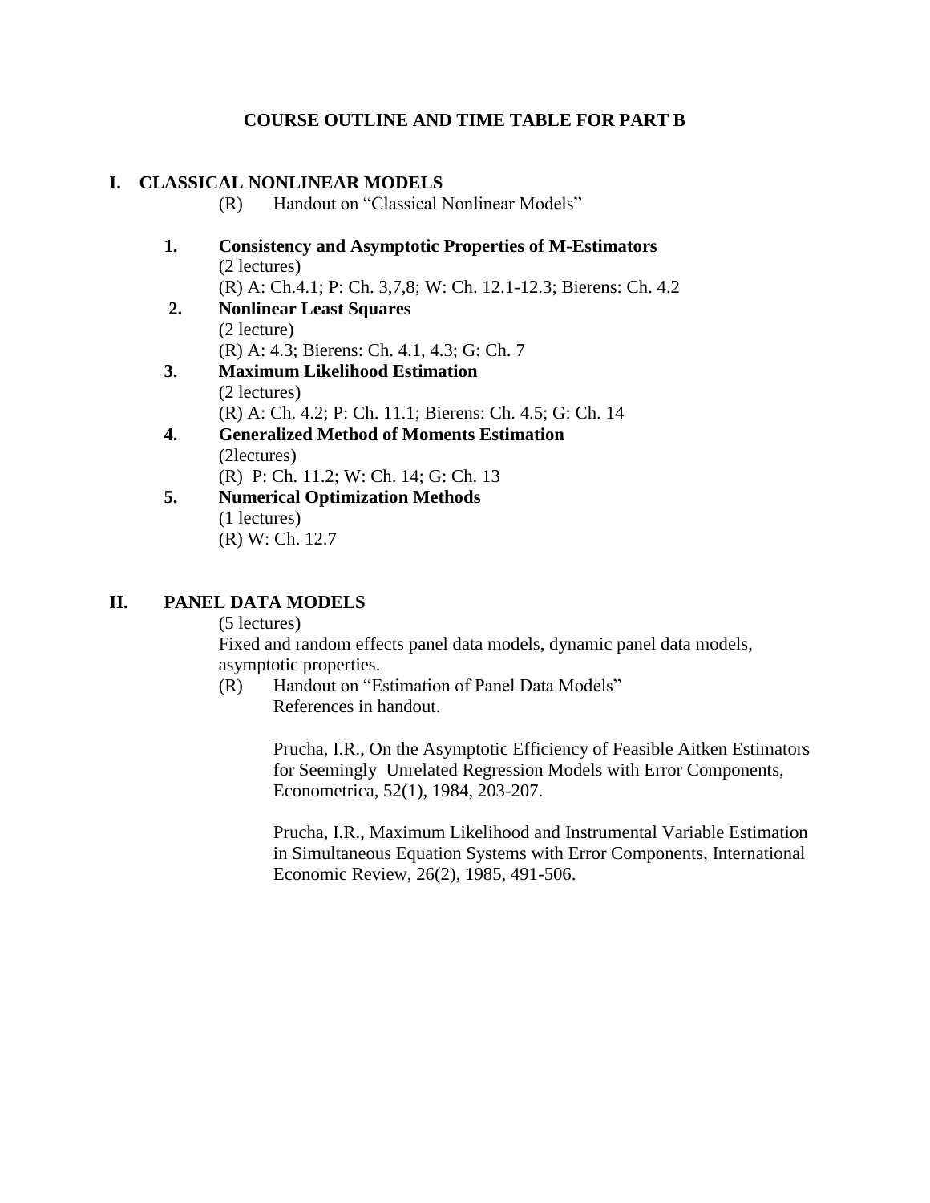## COURSE OUTLINE AND TIME TABLE FOR PART B

### I. CLASSICAL NONLINEAR MODELS

(R) Handout on "Classical Nonlinear Models"

1. **Consistency and Asymptotic Properties of M-Estimators**
   (2 lectures)
   (R) A: Ch.4.1; P: Ch. 3,7,8; W: Ch. 12.1-12.3; Bierens: Ch. 4.2
2. **Nonlinear Least Squares**
   (2 lecture)
   (R) A: 4.3; Bierens: Ch. 4.1, 4.3; G: Ch. 7
3. **Maximum Likelihood Estimation**
   (2 lectures)
   (R) A: Ch. 4.2; P: Ch. 11.1; Bierens: Ch. 4.5; G: Ch. 14
4. **Generalized Method of Moments Estimation**
   (2lectures)
   (R) P: Ch. 11.2; W: Ch. 14; G: Ch. 13
5. **Numerical Optimization Methods**
   (1 lectures)
   (R) W: Ch. 12.7

### II. PANEL DATA MODELS

(5 lectures)

Fixed and random effects panel data models, dynamic panel data models, asymptotic properties.

(R) Handout on "Estimation of Panel Data Models"
References in handout.

Prucha, I.R., On the Asymptotic Efficiency of Feasible Aitken Estimators for Seemingly Unrelated Regression Models with Error Components, Econometrica, 52(1), 1984, 203-207.

Prucha, I.R., Maximum Likelihood and Instrumental Variable Estimation in Simultaneous Equation Systems with Error Components, International Economic Review, 26(2), 1985, 491-506.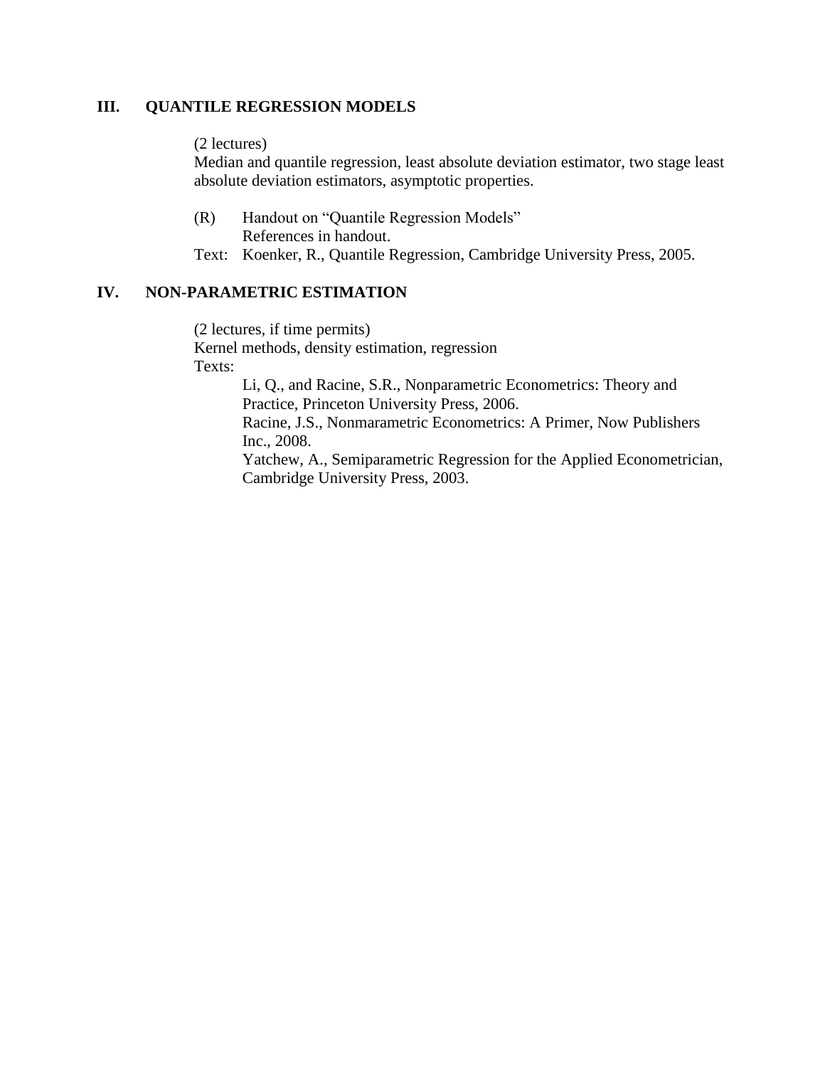## III. QUANTILE REGRESSION MODELS

(2 lectures)
Median and quantile regression, least absolute deviation estimator, two stage least absolute deviation estimators, asymptotic properties.

(R) Handout on "Quantile Regression Models"
References in handout.

Text: Koenker, R., Quantile Regression, Cambridge University Press, 2005.

## IV. NON-PARAMETRIC ESTIMATION

(2 lectures, if time permits)
Kernel methods, density estimation, regression

Texts:

Li, Q., and Racine, S.R., Nonparametric Econometrics: Theory and Practice, Princeton University Press, 2006.

Racine, J.S., Nonmarametric Econometrics: A Primer, Now Publishers Inc., 2008.

Yatchew, A., Semiparametric Regression for the Applied Econometrician, Cambridge University Press, 2003.